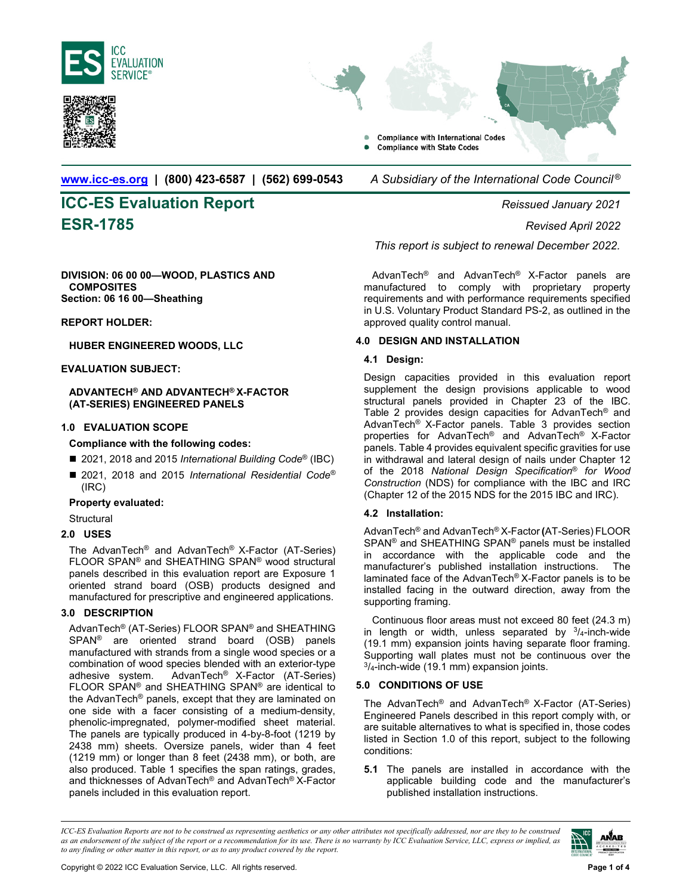ICC EVALUATION SERVICE®

- Compliance with International Codes
- Compliance with State Codes

www.icc-es.org | (800) 423-6587 | (562) 699-0543    *A Subsidiary of the International Code Council®*

# ICC-ES Evaluation Report

# ESR-1785

*Reissued January 2021*

*Revised April 2022*

*This report is subject to renewal December 2022.*

**DIVISION: 06 00 00—WOOD, PLASTICS AND COMPOSITES**
**Section: 06 16 00—Sheathing**

**REPORT HOLDER:**

**HUBER ENGINEERED WOODS, LLC**

**EVALUATION SUBJECT:**

**ADVANTECH® AND ADVANTECH® X-FACTOR (AT-SERIES) ENGINEERED PANELS**

## 1.0 EVALUATION SCOPE

**Compliance with the following codes:**

- 2021, 2018 and 2015 *International Building Code®* (IBC)
- 2021, 2018 and 2015 *International Residential Code®* (IRC)

**Property evaluated:**

Structural

## 2.0 USES

The AdvanTech® and AdvanTech® X-Factor (AT-Series) FLOOR SPAN® and SHEATHING SPAN® wood structural panels described in this evaluation report are Exposure 1 oriented strand board (OSB) products designed and manufactured for prescriptive and engineered applications.

## 3.0 DESCRIPTION

AdvanTech® (AT-Series) FLOOR SPAN® and SHEATHING SPAN® are oriented strand board (OSB) panels manufactured with strands from a single wood species or a combination of wood species blended with an exterior-type adhesive system. AdvanTech® X-Factor (AT-Series) FLOOR SPAN® and SHEATHING SPAN® are identical to the AdvanTech® panels, except that they are laminated on one side with a facer consisting of a medium-density, phenolic-impregnated, polymer-modified sheet material. The panels are typically produced in 4-by-8-foot (1219 by 2438 mm) sheets. Oversize panels, wider than 4 feet (1219 mm) or longer than 8 feet (2438 mm), or both, are also produced. Table 1 specifies the span ratings, grades, and thicknesses of AdvanTech® and AdvanTech® X-Factor panels included in this evaluation report.

AdvanTech® and AdvanTech® X-Factor panels are manufactured to comply with proprietary property requirements and with performance requirements specified in U.S. Voluntary Product Standard PS-2, as outlined in the approved quality control manual.

## 4.0 DESIGN AND INSTALLATION

### 4.1 Design:

Design capacities provided in this evaluation report supplement the design provisions applicable to wood structural panels provided in Chapter 23 of the IBC. Table 2 provides design capacities for AdvanTech® and AdvanTech® X-Factor panels. Table 3 provides section properties for AdvanTech® and AdvanTech® X-Factor panels. Table 4 provides equivalent specific gravities for use in withdrawal and lateral design of nails under Chapter 12 of the 2018 *National Design Specification® for Wood Construction* (NDS) for compliance with the IBC and IRC (Chapter 12 of the 2015 NDS for the 2015 IBC and IRC).

### 4.2 Installation:

AdvanTech® and AdvanTech® X-Factor **(**AT-Series) FLOOR SPAN® and SHEATHING SPAN® panels must be installed in accordance with the applicable code and the manufacturer's published installation instructions. The laminated face of the AdvanTech® X-Factor panels is to be installed facing in the outward direction, away from the supporting framing.

Continuous floor areas must not exceed 80 feet (24.3 m) in length or width, unless separated by $^{3}/_{4}$-inch-wide (19.1 mm) expansion joints having separate floor framing. Supporting wall plates must not be continuous over the $^{3}/_{4}$-inch-wide (19.1 mm) expansion joints.

## 5.0 CONDITIONS OF USE

The AdvanTech® and AdvanTech® X-Factor (AT-Series) Engineered Panels described in this report comply with, or are suitable alternatives to what is specified in, those codes listed in Section 1.0 of this report, subject to the following conditions:

**5.1** The panels are installed in accordance with the applicable building code and the manufacturer's published installation instructions.

*ICC-ES Evaluation Reports are not to be construed as representing aesthetics or any other attributes not specifically addressed, nor are they to be construed as an endorsement of the subject of the report or a recommendation for its use. There is no warranty by ICC Evaluation Service, LLC, express or implied, as to any finding or other matter in this report, or as to any product covered by the report.*

Copyright © 2022 ICC Evaluation Service, LLC. All rights reserved.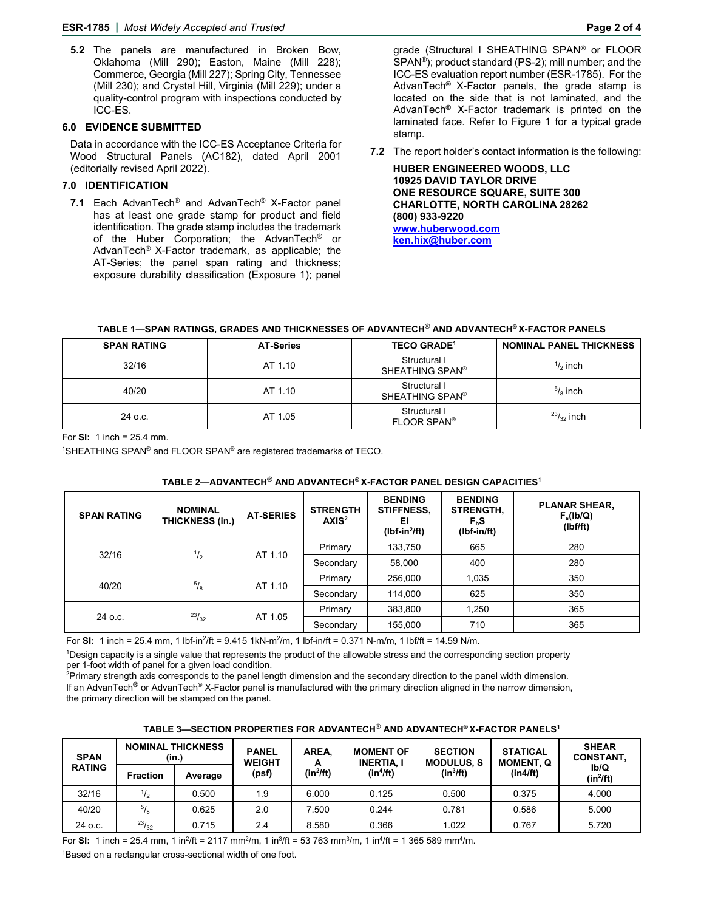**5.2** The panels are manufactured in Broken Bow, Oklahoma (Mill 290); Easton, Maine (Mill 228); Commerce, Georgia (Mill 227); Spring City, Tennessee (Mill 230); and Crystal Hill, Virginia (Mill 229); under a quality-control program with inspections conducted by ICC-ES.

## 6.0 EVIDENCE SUBMITTED

Data in accordance with the ICC-ES Acceptance Criteria for Wood Structural Panels (AC182), dated April 2001 (editorially revised April 2022).

## 7.0 IDENTIFICATION

**7.1** Each AdvanTech® and AdvanTech® X-Factor panel has at least one grade stamp for product and field identification. The grade stamp includes the trademark of the Huber Corporation; the AdvanTech® or AdvanTech® X-Factor trademark, as applicable; the AT-Series; the panel span rating and thickness; exposure durability classification (Exposure 1); panel grade (Structural I SHEATHING SPAN® or FLOOR SPAN®); product standard (PS-2); mill number; and the ICC-ES evaluation report number (ESR-1785). For the AdvanTech® X-Factor panels, the grade stamp is located on the side that is not laminated, and the AdvanTech® X-Factor trademark is printed on the laminated face. Refer to Figure 1 for a typical grade stamp.

**7.2** The report holder's contact information is the following:

**HUBER ENGINEERED WOODS, LLC**
**10925 DAVID TAYLOR DRIVE**
**ONE RESOURCE SQUARE, SUITE 300**
**CHARLOTTE, NORTH CAROLINA 28262**
**(800) 933-9220**
**www.huberwood.com**
**ken.hix@huber.com**

**TABLE 1—SPAN RATINGS, GRADES AND THICKNESSES OF ADVANTECH® AND ADVANTECH® X-FACTOR PANELS**

| SPAN RATING | AT-Series | TECO GRADE[1] | NOMINAL PANEL THICKNESS |
|---|---|---|---|
| 32/16 | AT 1.10 | Structural I SHEATHING SPAN® | $^1/_2$ inch |
| 40/20 | AT 1.10 | Structural I SHEATHING SPAN® | $^5/_8$ inch |
| 24 o.c. | AT 1.05 | Structural I FLOOR SPAN® | $^{23}/_{32}$ inch |

For **SI:** 1 inch = 25.4 mm.

[1]SHEATHING SPAN® and FLOOR SPAN® are registered trademarks of TECO.

**TABLE 2—ADVANTECH® AND ADVANTECH® X-FACTOR PANEL DESIGN CAPACITIES[1]**

| SPAN RATING | NOMINAL THICKNESS (in.) | AT-SERIES | STRENGTH AXIS[2] | BENDING STIFFNESS, EI (lbf-in²/ft) | BENDING STRENGTH, $F_bS$ (lbf-in/ft) | PLANAR SHEAR, $F_s(Ib/Q)$ (lbf/ft) |
|---|---|---|---|---|---|---|
| 32/16 | $^1/_2$ | AT 1.10 | Primary | 133,750 | 665 | 280 |
| | | | Secondary | 58,000 | 400 | 280 |
| 40/20 | $^5/_8$ | AT 1.10 | Primary | 256,000 | 1,035 | 350 |
| | | | Secondary | 114,000 | 625 | 350 |
| 24 o.c. | $^{23}/_{32}$ | AT 1.05 | Primary | 383,800 | 1,250 | 365 |
| | | | Secondary | 155,000 | 710 | 365 |

For **SI:** 1 inch = 25.4 mm, 1 lbf-in²/ft = 9.415 1kN-m²/m, 1 lbf-in/ft = 0.371 N-m/m, 1 lbf/ft = 14.59 N/m.

[1]Design capacity is a single value that represents the product of the allowable stress and the corresponding section property per 1-foot width of panel for a given load condition.
[2]Primary strength axis corresponds to the panel length dimension and the secondary direction to the panel width dimension. If an AdvanTech® or AdvanTech® X-Factor panel is manufactured with the primary direction aligned in the narrow dimension, the primary direction will be stamped on the panel.

**TABLE 3—SECTION PROPERTIES FOR ADVANTECH® AND ADVANTECH® X-FACTOR PANELS[1]**

| SPAN RATING | NOMINAL THICKNESS (in.) | | PANEL WEIGHT (psf) | AREA, A (in²/ft) | MOMENT OF INERTIA, I (in⁴/ft) | SECTION MODULUS, S (in³/ft) | STATICAL MOMENT, Q (in4/ft) | SHEAR CONSTANT, Ib/Q (in²/ft) |
|---|---|---|---|---|---|---|---|---|
| | Fraction | Average | | | | | | |
| 32/16 | $^1/_2$ | 0.500 | 1.9 | 6.000 | 0.125 | 0.500 | 0.375 | 4.000 |
| 40/20 | $^5/_8$ | 0.625 | 2.0 | 7.500 | 0.244 | 0.781 | 0.586 | 5.000 |
| 24 o.c. | $^{23}/_{32}$ | 0.715 | 2.4 | 8.580 | 0.366 | 1.022 | 0.767 | 5.720 |

For **SI:** 1 inch = 25.4 mm, 1 in²/ft = 2117 mm²/m, 1 in³/ft = 53 763 mm³/m, 1 in⁴/ft = 1 365 589 mm⁴/m.

[1]Based on a rectangular cross-sectional width of one foot.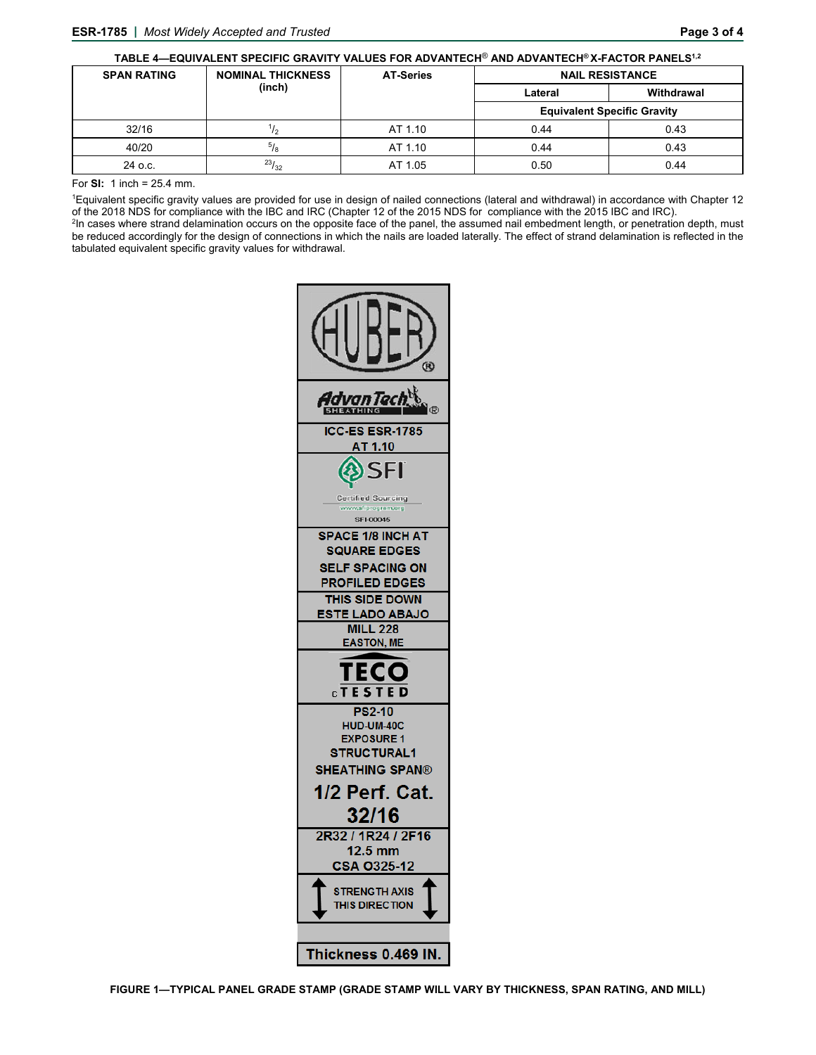**TABLE 4—EQUIVALENT SPECIFIC GRAVITY VALUES FOR ADVANTECH® AND ADVANTECH® X-FACTOR PANELS[1,2]**

| SPAN RATING | NOMINAL THICKNESS (inch) | AT-Series | NAIL RESISTANCE | |
|---|---|---|---|---|
| | | | Lateral | Withdrawal |
| | | | Equivalent Specific Gravity | |
| 32/16 | $^{1}/_{2}$ | AT 1.10 | 0.44 | 0.43 |
| 40/20 | $^{5}/_{8}$ | AT 1.10 | 0.44 | 0.43 |
| 24 o.c. | $^{23}/_{32}$ | AT 1.05 | 0.50 | 0.44 |

For **SI:** 1 inch = 25.4 mm.

[1]Equivalent specific gravity values are provided for use in design of nailed connections (lateral and withdrawal) in accordance with Chapter 12 of the 2018 NDS for compliance with the IBC and IRC (Chapter 12 of the 2015 NDS for compliance with the 2015 IBC and IRC).

[2]In cases where strand delamination occurs on the opposite face of the panel, the assumed nail embedment length, or penetration depth, must be reduced accordingly for the design of connections in which the nails are loaded laterally. The effect of strand delamination is reflected in the tabulated equivalent specific gravity values for withdrawal.

HUBER®

AdvanTech® SHEATHING

ICC-ES ESR-1785
AT 1.10

SFI Certified Sourcing
www.sfiprogram.org
SFI-00045

SPACE 1/8 INCH AT SQUARE EDGES
SELF SPACING ON PROFILED EDGES

THIS SIDE DOWN
ESTE LADO ABAJO

MILL 228
EASTON, ME

TECO
c TESTED

PS2-10
HUD-UM-40C
EXPOSURE 1
STRUCTURAL1
SHEATHING SPAN®
1/2 Perf. Cat.
32/16

2R32 / 1R24 / 2F16
12.5 mm
CSA O325-12

STRENGTH AXIS THIS DIRECTION

Thickness 0.469 IN.

**FIGURE 1—TYPICAL PANEL GRADE STAMP (GRADE STAMP WILL VARY BY THICKNESS, SPAN RATING, AND MILL)**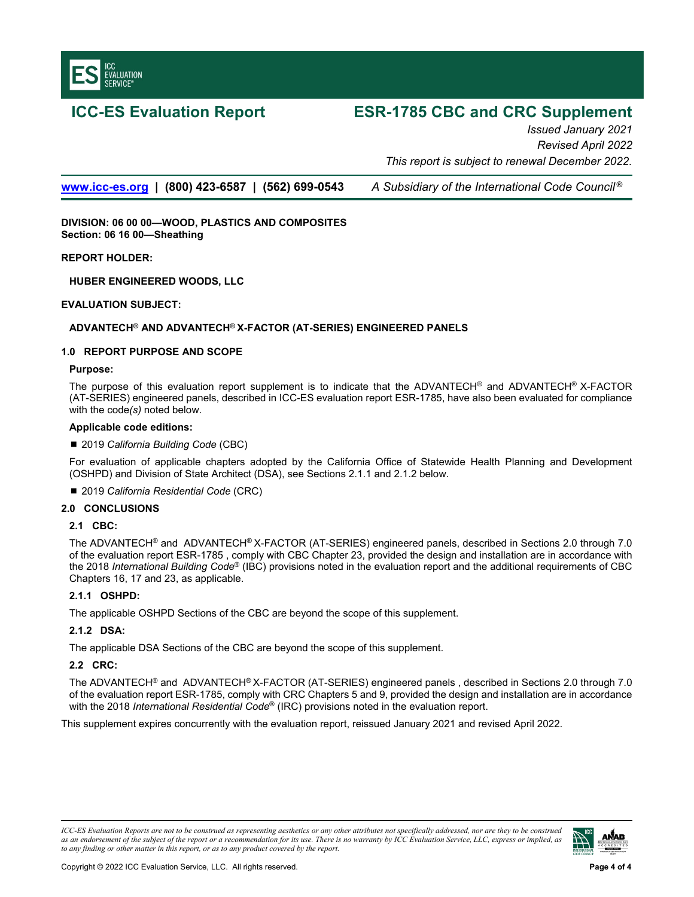# ICC-ES Evaluation Report

# ESR-1785 CBC and CRC Supplement

*Issued January 2021*

*Revised April 2022*

*This report is subject to renewal December 2022.*

www.icc-es.org | (800) 423-6587 | (562) 699-0543 *A Subsidiary of the International Code Council®*

**DIVISION: 06 00 00—WOOD, PLASTICS AND COMPOSITES**
**Section: 06 16 00—Sheathing**

**REPORT HOLDER:**

**HUBER ENGINEERED WOODS, LLC**

**EVALUATION SUBJECT:**

**ADVANTECH® AND ADVANTECH® X-FACTOR (AT-SERIES) ENGINEERED PANELS**

## 1.0 REPORT PURPOSE AND SCOPE

**Purpose:**

The purpose of this evaluation report supplement is to indicate that the ADVANTECH® and ADVANTECH® X-FACTOR (AT-SERIES) engineered panels, described in ICC-ES evaluation report ESR-1785, have also been evaluated for compliance with the code*(s)* noted below.

**Applicable code editions:**

- 2019 *California Building Code* (CBC)

For evaluation of applicable chapters adopted by the California Office of Statewide Health Planning and Development (OSHPD) and Division of State Architect (DSA), see Sections 2.1.1 and 2.1.2 below.

- 2019 *California Residential Code* (CRC)

## 2.0 CONCLUSIONS

### 2.1 CBC:

The ADVANTECH® and ADVANTECH® X-FACTOR (AT-SERIES) engineered panels, described in Sections 2.0 through 7.0 of the evaluation report ESR-1785 , comply with CBC Chapter 23, provided the design and installation are in accordance with the 2018 *International Building Code®* (IBC) provisions noted in the evaluation report and the additional requirements of CBC Chapters 16, 17 and 23, as applicable.

#### 2.1.1 OSHPD:

The applicable OSHPD Sections of the CBC are beyond the scope of this supplement.

#### 2.1.2 DSA:

The applicable DSA Sections of the CBC are beyond the scope of this supplement.

### 2.2 CRC:

The ADVANTECH® and ADVANTECH® X-FACTOR (AT-SERIES) engineered panels , described in Sections 2.0 through 7.0 of the evaluation report ESR-1785, comply with CRC Chapters 5 and 9, provided the design and installation are in accordance with the 2018 *International Residential Code®* (IRC) provisions noted in the evaluation report.

This supplement expires concurrently with the evaluation report, reissued January 2021 and revised April 2022.

*ICC-ES Evaluation Reports are not to be construed as representing aesthetics or any other attributes not specifically addressed, nor are they to be construed as an endorsement of the subject of the report or a recommendation for its use. There is no warranty by ICC Evaluation Service, LLC, express or implied, as to any finding or other matter in this report, or as to any product covered by the report.*

Copyright © 2022 ICC Evaluation Service, LLC. All rights reserved.